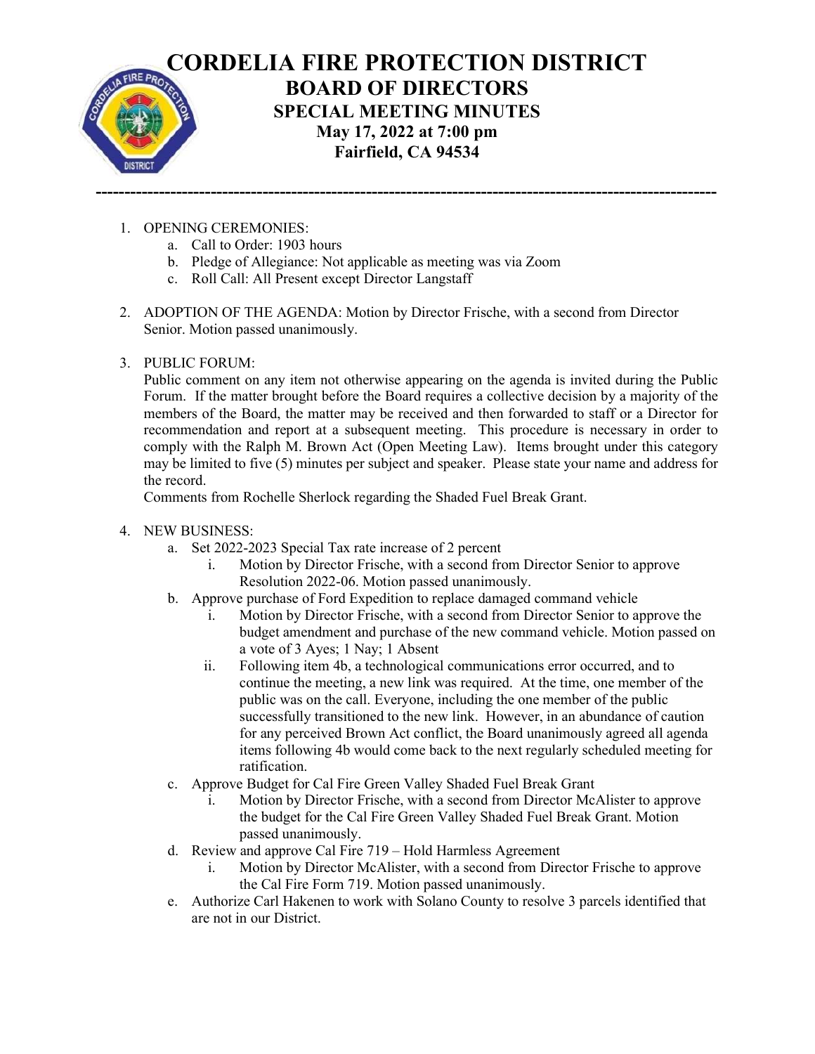# CORDELIA FIRE PROTECTION DISTRICT

## BOARD OF DIRECTORS

### SPECIAL MEETING MINUTES

**May 17, 2022 at 7:00 pm**

**Fairfield, CA 94534**

---

1. OPENING CEREMONIES:
    a. Call to Order: 1903 hours
    b. Pledge of Allegiance: Not applicable as meeting was via Zoom
    c. Roll Call: All Present except Director Langstaff

2. ADOPTION OF THE AGENDA: Motion by Director Frische, with a second from Director Senior. Motion passed unanimously.

3. PUBLIC FORUM:
   Public comment on any item not otherwise appearing on the agenda is invited during the Public Forum. If the matter brought before the Board requires a collective decision by a majority of the members of the Board, the matter may be received and then forwarded to staff or a Director for recommendation and report at a subsequent meeting. This procedure is necessary in order to comply with the Ralph M. Brown Act (Open Meeting Law). Items brought under this category may be limited to five (5) minutes per subject and speaker. Please state your name and address for the record.
   Comments from Rochelle Sherlock regarding the Shaded Fuel Break Grant.

4. NEW BUSINESS:
    a. Set 2022-2023 Special Tax rate increase of 2 percent
        i. Motion by Director Frische, with a second from Director Senior to approve Resolution 2022-06. Motion passed unanimously.
    b. Approve purchase of Ford Expedition to replace damaged command vehicle
        i. Motion by Director Frische, with a second from Director Senior to approve the budget amendment and purchase of the new command vehicle. Motion passed on a vote of 3 Ayes; 1 Nay; 1 Absent
        ii. Following item 4b, a technological communications error occurred, and to continue the meeting, a new link was required. At the time, one member of the public was on the call. Everyone, including the one member of the public successfully transitioned to the new link. However, in an abundance of caution for any perceived Brown Act conflict, the Board unanimously agreed all agenda items following 4b would come back to the next regularly scheduled meeting for ratification.
    c. Approve Budget for Cal Fire Green Valley Shaded Fuel Break Grant
        i. Motion by Director Frische, with a second from Director McAlister to approve the budget for the Cal Fire Green Valley Shaded Fuel Break Grant. Motion passed unanimously.
    d. Review and approve Cal Fire 719 – Hold Harmless Agreement
        i. Motion by Director McAlister, with a second from Director Frische to approve the Cal Fire Form 719. Motion passed unanimously.
    e. Authorize Carl Hakenen to work with Solano County to resolve 3 parcels identified that are not in our District.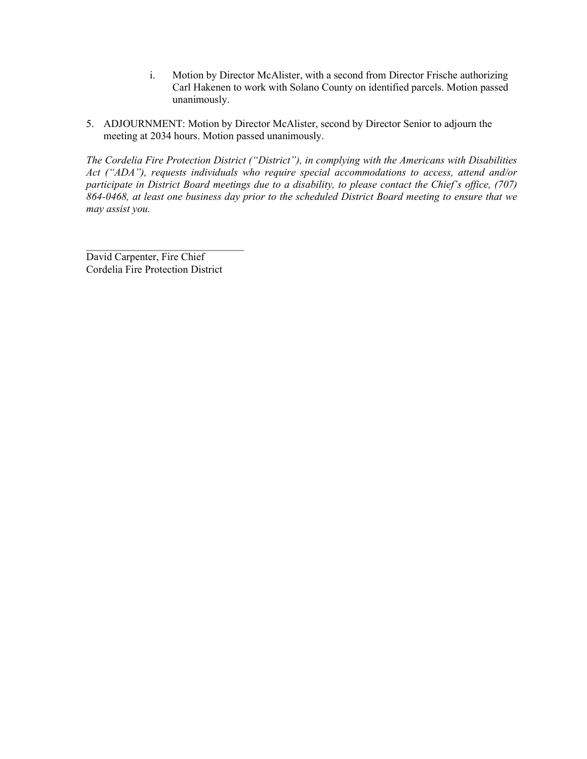i. Motion by Director McAlister, with a second from Director Frische authorizing Carl Hakenen to work with Solano County on identified parcels. Motion passed unanimously.

5. ADJOURNMENT: Motion by Director McAlister, second by Director Senior to adjourn the meeting at 2034 hours. Motion passed unanimously.

*The Cordelia Fire Protection District ("District"), in complying with the Americans with Disabilities Act ("ADA"), requests individuals who require special accommodations to access, attend and/or participate in District Board meetings due to a disability, to please contact the Chief's office, (707) 864-0468, at least one business day prior to the scheduled District Board meeting to ensure that we may assist you.*

_______________________________

David Carpenter, Fire Chief
Cordelia Fire Protection District